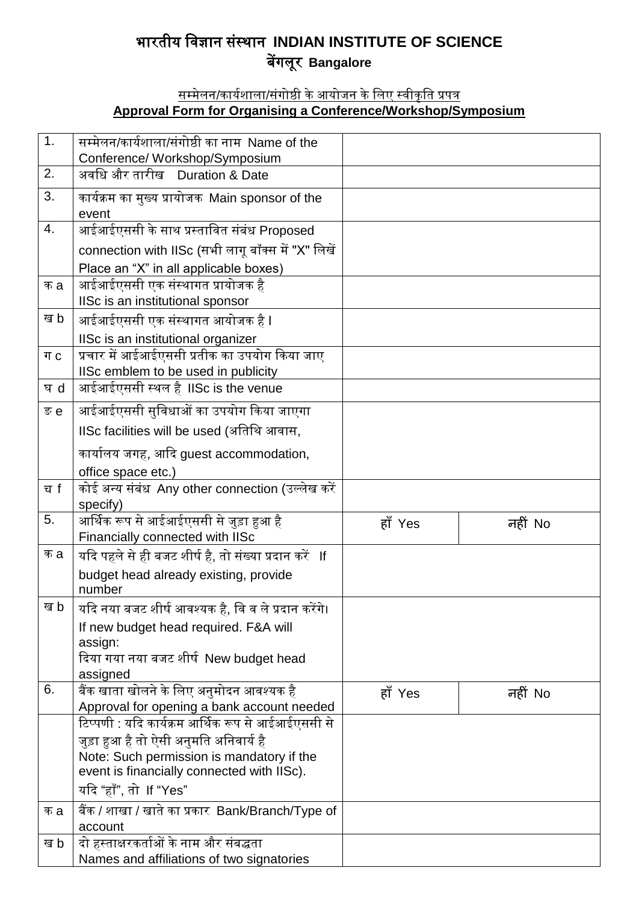# भारतीय विज्ञान संस्थान INDIAN INSTITUTE OF SCIENCE
## बेंगलूर Bangalore

### सम्मेलन/कार्यशाला/संगोष्ठी के आयोजन के लिए स्वीकृति प्रपत्र
### Approval Form for Organising a Conference/Workshop/Symposium

| | | | |
|---|---|---|---|
| 1. | सम्मेलन/कार्यशाला/संगोष्ठी का नाम Name of the Conference/ Workshop/Symposium | | |
| 2. | अवधि और तारीख Duration & Date | | |
| 3. | कार्यक्रम का मुख्य प्रायोजक Main sponsor of the event | | |
| 4. | आईआईएससी के साथ प्रस्तावित संबंध Proposed connection with IISc (सभी लागू बॉक्स में "X" लिखें Place an "X" in all applicable boxes) | | |
| क a | आईआईएससी एक संस्थागत प्रायोजक है IISc is an institutional sponsor | | |
| ख b | आईआईएससी एक संस्थागत आयोजक है। IISc is an institutional organizer | | |
| ग c | प्रचार में आईआईएससी प्रतीक का उपयोग किया जाए IISc emblem to be used in publicity | | |
| घ d | आईआईएससी स्थल है IISc is the venue | | |
| ङ e | आईआईएससी सुविधाओं का उपयोग किया जाएगा IISc facilities will be used (अतिथि आवास, कार्यालय जगह, आदि guest accommodation, office space etc.) | | |
| च f | कोई अन्य संबंध Any other connection (उल्लेख करें specify) | | |
| 5. | आर्थिक रूप से आईआईएससी से जुड़ा हुआ है Financially connected with IISc | हाँ Yes | नहीं No |
| क a | यदि पहले से ही बजट शीर्ष है, तो संख्या प्रदान करें If budget head already existing, provide number | | |
| ख b | यदि नया बजट शीर्ष आवश्यक है, वि व ले प्रदान करेंगे। If new budget head required. F&A will assign: दिया गया नया बजट शीर्ष New budget head assigned | | |
| 6. | बैंक खाता खोलने के लिए अनुमोदन आवश्यक है Approval for opening a bank account needed | हाँ Yes | नहीं No |
| | टिप्पणी : यदि कार्यक्रम आर्थिक रूप से आईआईएससी से जुड़ा हुआ है तो ऐसी अनुमति अनिवार्य है Note: Such permission is mandatory if the event is financially connected with IISc). यदि "हाँ", तो If "Yes" | | |
| क a | बैंक / शाखा / खाते का प्रकार Bank/Branch/Type of account | | |
| ख b | दो हस्ताक्षरकर्ताओं के नाम और संबद्धता Names and affiliations of two signatories | | |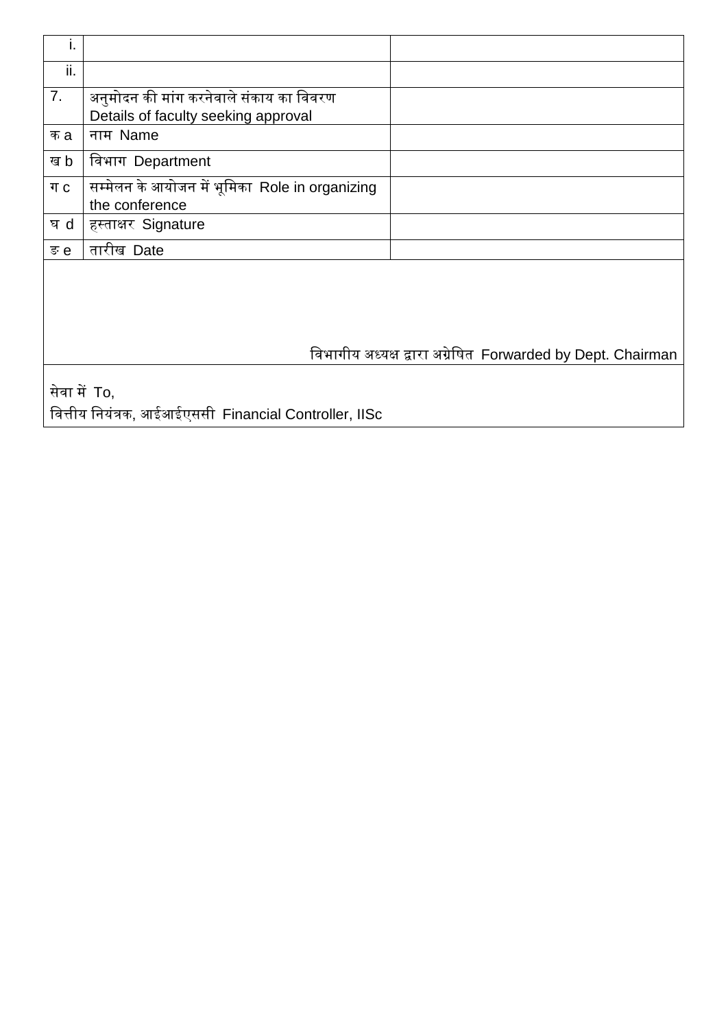| | | |
|---|---|---|
| i. | | |
| ii. | | |
| 7. | अनुमोदन की मांग करनेवाले संकाय का विवरण Details of faculty seeking approval | |
| क a | नाम Name | |
| ख b | विभाग Department | |
| ग c | सम्मेलन के आयोजन में भूमिका Role in organizing the conference | |
| घ d | हस्ताक्षर Signature | |
| ङ e | तारीख Date | |

विभागीय अध्यक्ष द्वारा अग्रेषित Forwarded by Dept. Chairman

सेवा में To,

वित्तीय नियंत्रक, आईआईएससी Financial Controller, IISc